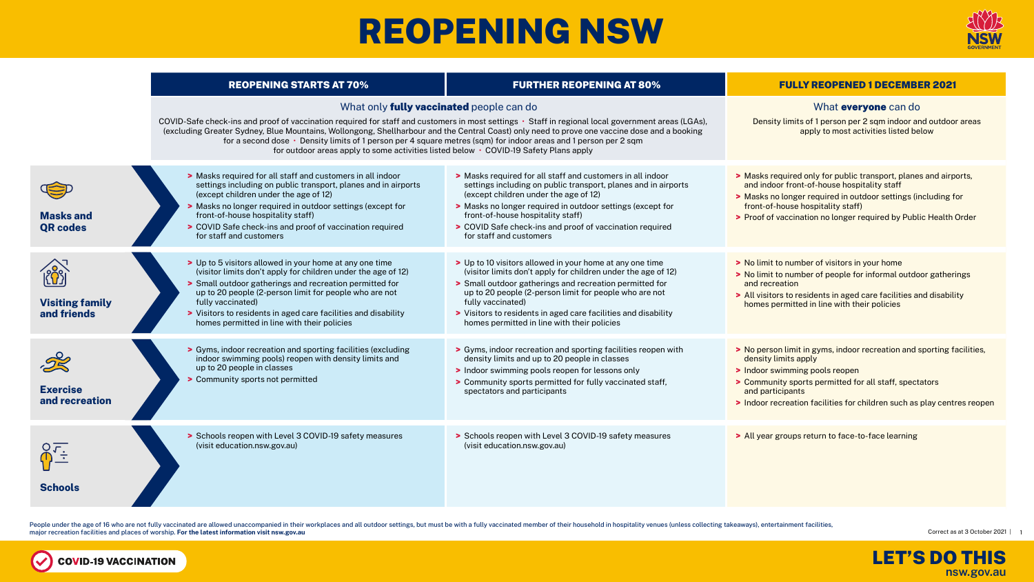# REOPENING NSW

| | REOPENING STARTS AT 70% | FURTHER REOPENING AT 80% | FULLY REOPENED 1 DECEMBER 2021 |
|---|---|---|---|
| | What only **fully vaccinated** people can do<br>COVID-Safe check-ins and proof of vaccination required for staff and customers in most settings • Staff in regional local government areas (LGAs), (excluding Greater Sydney, Blue Mountains, Wollongong, Shellharbour and the Central Coast) only need to prove one vaccine dose and a booking for a second dose • Density limits of 1 person per 4 square metres (sqm) for indoor areas and 1 person per 2 sqm for outdoor areas apply to some activities listed below • COVID-19 Safety Plans apply | | What **everyone** can do<br>Density limits of 1 person per 2 sqm indoor and outdoor areas apply to most activities listed below |
| **Masks and QR codes** | > Masks required for all staff and customers in all indoor settings including on public transport, planes and in airports (except children under the age of 12)<br>> Masks no longer required in outdoor settings (except for front-of-house hospitality staff)<br>> COVID Safe check-ins and proof of vaccination required for staff and customers | > Masks required for all staff and customers in all indoor settings including on public transport, planes and in airports (except children under the age of 12)<br>> Masks no longer required in outdoor settings (except for front-of-house hospitality staff)<br>> COVID Safe check-ins and proof of vaccination required for staff and customers | > Masks required only for public transport, planes and airports, and indoor front-of-house hospitality staff<br>> Masks no longer required in outdoor settings (including for front-of-house hospitality staff)<br>> Proof of vaccination no longer required by Public Health Order |
| **Visiting family and friends** | > Up to 5 visitors allowed in your home at any one time (visitor limits don't apply for children under the age of 12)<br>> Small outdoor gatherings and recreation permitted for up to 20 people (2-person limit for people who are not fully vaccinated)<br>> Visitors to residents in aged care facilities and disability homes permitted in line with their policies | > Up to 10 visitors allowed in your home at any one time (visitor limits don't apply for children under the age of 12)<br>> Small outdoor gatherings and recreation permitted for up to 20 people (2-person limit for people who are not fully vaccinated)<br>> Visitors to residents in aged care facilities and disability homes permitted in line with their policies | > No limit to number of visitors in your home<br>> No limit to number of people for informal outdoor gatherings and recreation<br>> All visitors to residents in aged care facilities and disability homes permitted in line with their policies |
| **Exercise and recreation** | > Gyms, indoor recreation and sporting facilities (excluding indoor swimming pools) reopen with density limits and up to 20 people in classes<br>> Community sports not permitted | > Gyms, indoor recreation and sporting facilities reopen with density limits and up to 20 people in classes<br>> Indoor swimming pools reopen for lessons only<br>> Community sports permitted for fully vaccinated staff, spectators and participants | > No person limit in gyms, indoor recreation and sporting facilities, density limits apply<br>> Indoor swimming pools reopen<br>> Community sports permitted for all staff, spectators and participants<br>> Indoor recreation facilities for children such as play centres reopen |
| **Schools** | > Schools reopen with Level 3 COVID-19 safety measures (visit education.nsw.gov.au) | > Schools reopen with Level 3 COVID-19 safety measures (visit education.nsw.gov.au) | > All year groups return to face-to-face learning |

People under the age of 16 who are not fully vaccinated are allowed unaccompanied in their workplaces and all outdoor settings, but must be with a fully vaccinated member of their household in hospitality venues (unless collecting takeaways), entertainment facilities, major recreation facilities and places of worship. **For the latest information visit nsw.gov.au**

Correct as at 3 October 2021

COVID-19 VACCINATION

**LET'S DO THIS**
nsw.gov.au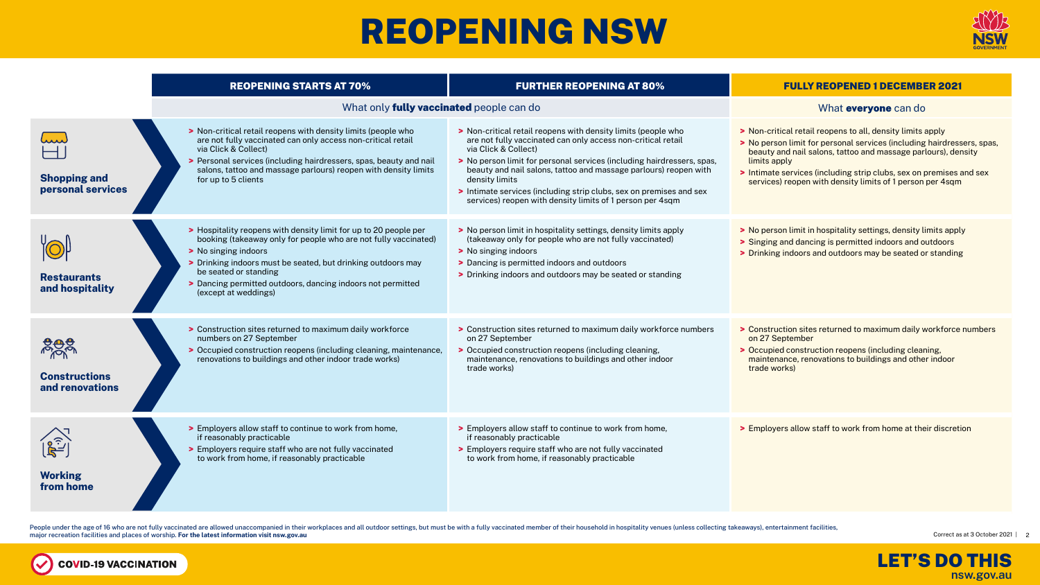# REOPENING NSW

| | REOPENING STARTS AT 70% | FURTHER REOPENING AT 80% | FULLY REOPENED 1 DECEMBER 2021 |
|---|---|---|---|
| | What only **fully vaccinated** people can do | | What **everyone** can do |
| **Shopping and personal services** | > Non-critical retail reopens with density limits (people who are not fully vaccinated can only access non-critical retail via Click & Collect)<br>> Personal services (including hairdressers, spas, beauty and nail salons, tattoo and massage parlours) reopen with density limits for up to 5 clients | > Non-critical retail reopens with density limits (people who are not fully vaccinated can only access non-critical retail via Click & Collect)<br>> No person limit for personal services (including hairdressers, spas, beauty and nail salons, tattoo and massage parlours) reopen with density limits<br>> Intimate services (including strip clubs, sex on premises and sex services) reopen with density limits of 1 person per 4sqm | > Non-critical retail reopens to all, density limits apply<br>> No person limit for personal services (including hairdressers, spas, beauty and nail salons, tattoo and massage parlours), density limits apply<br>> Intimate services (including strip clubs, sex on premises and sex services) reopen with density limits of 1 person per 4sqm |
| **Restaurants and hospitality** | > Hospitality reopens with density limit for up to 20 people per booking (takeaway only for people who are not fully vaccinated)<br>> No singing indoors<br>> Drinking indoors must be seated, but drinking outdoors may be seated or standing<br>> Dancing permitted outdoors, dancing indoors not permitted (except at weddings) | > No person limit in hospitality settings, density limits apply (takeaway only for people who are not fully vaccinated)<br>> No singing indoors<br>> Dancing is permitted indoors and outdoors<br>> Drinking indoors and outdoors may be seated or standing | > No person limit in hospitality settings, density limits apply<br>> Singing and dancing is permitted indoors and outdoors<br>> Drinking indoors and outdoors may be seated or standing |
| **Constructions and renovations** | > Construction sites returned to maximum daily workforce numbers on 27 September<br>> Occupied construction reopens (including cleaning, maintenance, renovations to buildings and other indoor trade works) | > Construction sites returned to maximum daily workforce numbers on 27 September<br>> Occupied construction reopens (including cleaning, maintenance, renovations to buildings and other indoor trade works) | > Construction sites returned to maximum daily workforce numbers on 27 September<br>> Occupied construction reopens (including cleaning, maintenance, renovations to buildings and other indoor trade works) |
| **Working from home** | > Employers allow staff to continue to work from home, if reasonably practicable<br>> Employers require staff who are not fully vaccinated to work from home, if reasonably practicable | > Employers allow staff to continue to work from home, if reasonably practicable<br>> Employers require staff who are not fully vaccinated to work from home, if reasonably practicable | > Employers allow staff to work from home at their discretion |

People under the age of 16 who are not fully vaccinated are allowed unaccompanied in their workplaces and all outdoor settings, but must be with a fully vaccinated member of their household in hospitality venues (unless collecting takeaways), entertainment facilities, major recreation facilities and places of worship. **For the latest information visit nsw.gov.au**

Correct as at 3 October 2021

COVID-19 VACCINATION

LET'S DO THIS
nsw.gov.au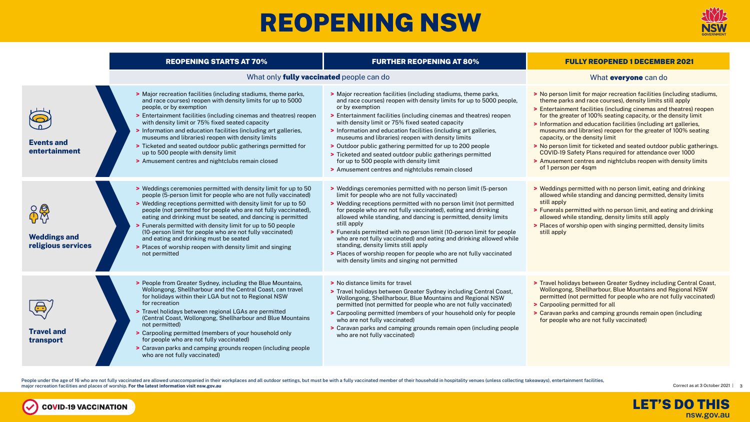# REOPENING NSW

| | REOPENING STARTS AT 70% | FURTHER REOPENING AT 80% | FULLY REOPENED 1 DECEMBER 2021 |
|---|---|---|---|
| | What only **fully vaccinated** people can do | | What **everyone** can do |
| **Events and entertainment** | > Major recreation facilities (including stadiums, theme parks, and race courses) reopen with density limits for up to 5000 people, or by exemption<br>> Entertainment facilities (including cinemas and theatres) reopen with density limit or 75% fixed seated capacity<br>> Information and education facilities (including art galleries, museums and libraries) reopen with density limits<br>> Ticketed and seated outdoor public gatherings permitted for up to 500 people with density limit<br>> Amusement centres and nightclubs remain closed | > Major recreation facilities (including stadiums, theme parks, and race courses) reopen with density limits for up to 5000 people, or by exemption<br>> Entertainment facilities (including cinemas and theatres) reopen with density limit or 75% fixed seated capacity<br>> Information and education facilities (including art galleries, museums and libraries) reopen with density limits<br>> Outdoor public gathering permitted for up to 200 people<br>> Ticketed and seated outdoor public gatherings permitted for up to 500 people with density limit<br>> Amusement centres and nightclubs remain closed | > No person limit for major recreation facilities (including stadiums, theme parks and race courses), density limits still apply<br>> Entertainment facilities (including cinemas and theatres) reopen for the greater of 100% seating capacity, or the density limit<br>> Information and education facilities (including art galleries, museums and libraries) reopen for the greater of 100% seating capacity, or the density limit<br>> No person limit for ticketed and seated outdoor public gatherings. COVID-19 Safety Plans required for attendance over 1000<br>> Amusement centres and nightclubs reopen with density limits of 1 person per 4sqm |
| **Weddings and religious services** | > Weddings ceremonies permitted with density limit for up to 50 people (5-person limit for people who are not fully vaccinated)<br>> Wedding receptions permitted with density limit for up to 50 people (not permitted for people who are not fully vaccinated), eating and drinking must be seated, and dancing is permitted<br>> Funerals permitted with density limit for up to 50 people (10-person limit for people who are not fully vaccinated) and eating and drinking must be seated<br>> Places of worship reopen with density limit and singing not permitted | > Weddings ceremonies permitted with no person limit (5-person limit for people who are not fully vaccinated)<br>> Wedding receptions permitted with no person limit (not permitted for people who are not fully vaccinated), eating and drinking allowed while standing, and dancing is permitted, density limits still apply<br>> Funerals permitted with no person limit (10-person limit for people who are not fully vaccinated) and eating and drinking allowed while standing, density limits still apply<br>> Places of worship reopen for people who are not fully vaccinated with density limits and singing not permitted | > Weddings permitted with no person limit, eating and drinking allowed while standing and dancing permitted, density limits still apply<br>> Funerals permitted with no person limit, and eating and drinking allowed while standing, density limits still apply<br>> Places of worship open with singing permitted, density limits still apply |
| **Travel and transport** | > People from Greater Sydney, including the Blue Mountains, Wollongong, Shellharbour and the Central Coast, can travel for holidays within their LGA but not to Regional NSW for recreation<br>> Travel holidays between regional LGAs are permitted (Central Coast, Wollongong, Shellharbour and Blue Mountains not permitted)<br>> Carpooling permitted (members of your household only for people who are not fully vaccinated)<br>> Caravan parks and camping grounds reopen (including people who are not fully vaccinated) | > No distance limits for travel<br>> Travel holidays between Greater Sydney including Central Coast, Wollongong, Shellharbour, Blue Mountains and Regional NSW permitted (not permitted for people who are not fully vaccinated)<br>> Carpooling permitted (members of your household only for people who are not fully vaccinated)<br>> Caravan parks and camping grounds remain open (including people who are not fully vaccinated) | > Travel holidays between Greater Sydney including Central Coast, Wollongong, Shellharbour, Blue Mountains and Regional NSW permitted (not permitted for people who are not fully vaccinated)<br>> Carpooling permitted for all<br>> Caravan parks and camping grounds remain open (including for people who are not fully vaccinated) |

People under the age of 16 who are not fully vaccinated are allowed unaccompanied in their workplaces and all outdoor settings, but must be with a fully vaccinated member of their household in hospitality venues (unless collecting takeaways), entertainment facilities, major recreation facilities and places of worship. **For the latest information visit nsw.gov.au**

Correct as at 3 October 2021

COVID-19 VACCINATION

**LET'S DO THIS**
nsw.gov.au